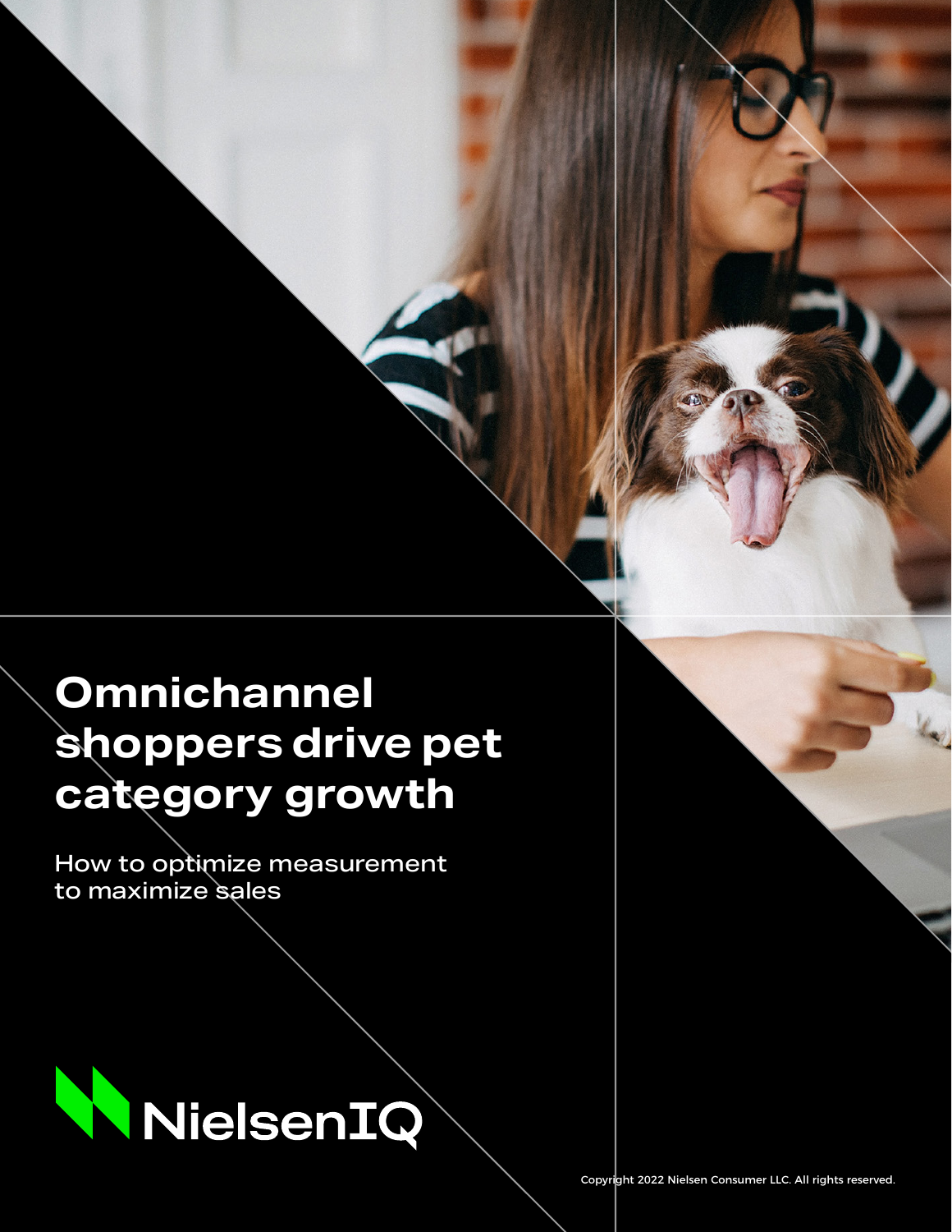# Omnichannel shoppers drive pet category growth

How to optimize measurement to maximize sales

NielsenIQ

Copyright 2022 Nielsen Consumer LLC. All rights reserved.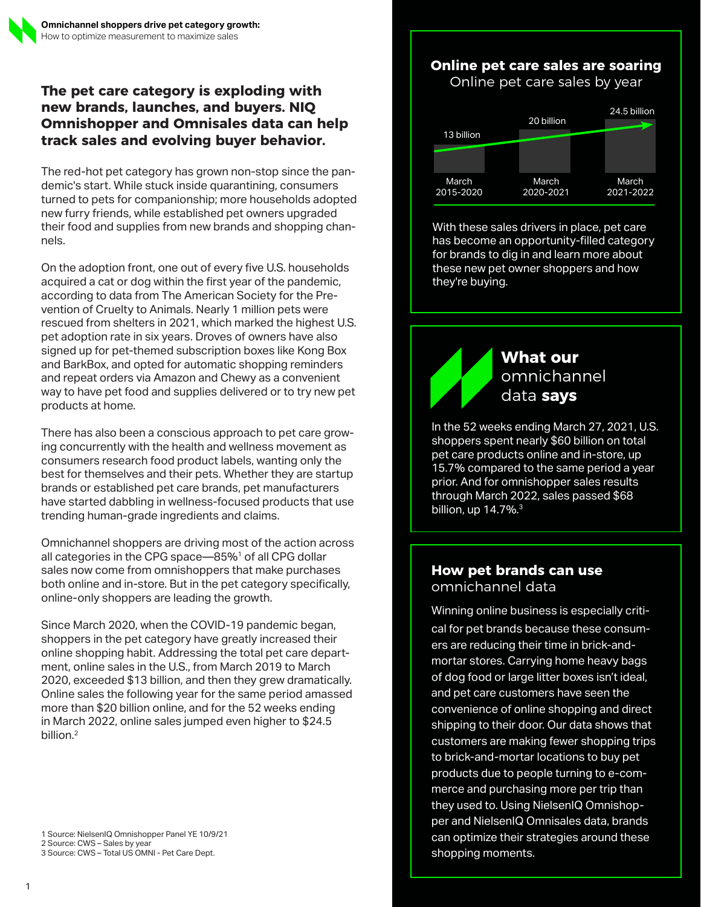## The pet care category is exploding with new brands, launches, and buyers. NIQ Omnishopper and Omnisales data can help track sales and evolving buyer behavior.

The red-hot pet category has grown non-stop since the pandemic's start. While stuck inside quarantining, consumers turned to pets for companionship; more households adopted new furry friends, while established pet owners upgraded their food and supplies from new brands and shopping channels.

On the adoption front, one out of every five U.S. households acquired a cat or dog within the first year of the pandemic, according to data from The American Society for the Prevention of Cruelty to Animals. Nearly 1 million pets were rescued from shelters in 2021, which marked the highest U.S. pet adoption rate in six years. Droves of owners have also signed up for pet-themed subscription boxes like Kong Box and BarkBox, and opted for automatic shopping reminders and repeat orders via Amazon and Chewy as a convenient way to have pet food and supplies delivered or to try new pet products at home.

There has also been a conscious approach to pet care growing concurrently with the health and wellness movement as consumers research food product labels, wanting only the best for themselves and their pets. Whether they are startup brands or established pet care brands, pet manufacturers have started dabbling in wellness-focused products that use trending human-grade ingredients and claims.

Omnichannel shoppers are driving most of the action across all categories in the CPG space—85%[1] of all CPG dollar sales now come from omnishoppers that make purchases both online and in-store. But in the pet category specifically, online-only shoppers are leading the growth.

Since March 2020, when the COVID-19 pandemic began, shoppers in the pet category have greatly increased their online shopping habit. Addressing the total pet care department, online sales in the U.S., from March 2019 to March 2020, exceeded $13 billion, and then they grew dramatically. Online sales the following year for the same period amassed more than $20 billion online, and for the 52 weeks ending in March 2022, online sales jumped even higher to $24.5 billion.[2]

1 Source: NielsenIQ Omnishopper Panel YE 10/9/21
2 Source: CWS – Sales by year
3 Source: CWS – Total US OMNI - Pet Care Dept.

### Online pet care sales are soaring

Online pet care sales by year

13 billion
20 billion
24.5 billion
March 2015-2020
March 2020-2021
March 2021-2022

With these sales drivers in place, pet care has become an opportunity-filled category for brands to dig in and learn more about these new pet owner shoppers and how they're buying.

### What our omnichannel data says

In the 52 weeks ending March 27, 2021, U.S. shoppers spent nearly $60 billion on total pet care products online and in-store, up 15.7% compared to the same period a year prior. And for omnishopper sales results through March 2022, sales passed $68 billion, up 14.7%.[3]

### How pet brands can use omnichannel data

Winning online business is especially critical for pet brands because these consumers are reducing their time in brick-and-mortar stores. Carrying home heavy bags of dog food or large litter boxes isn't ideal, and pet care customers have seen the convenience of online shopping and direct shipping to their door. Our data shows that customers are making fewer shopping trips to brick-and-mortar locations to buy pet products due to people turning to e-commerce and purchasing more per trip than they used to. Using NielsenIQ Omnishopper and NielsenIQ Omnisales data, brands can optimize their strategies around these shopping moments.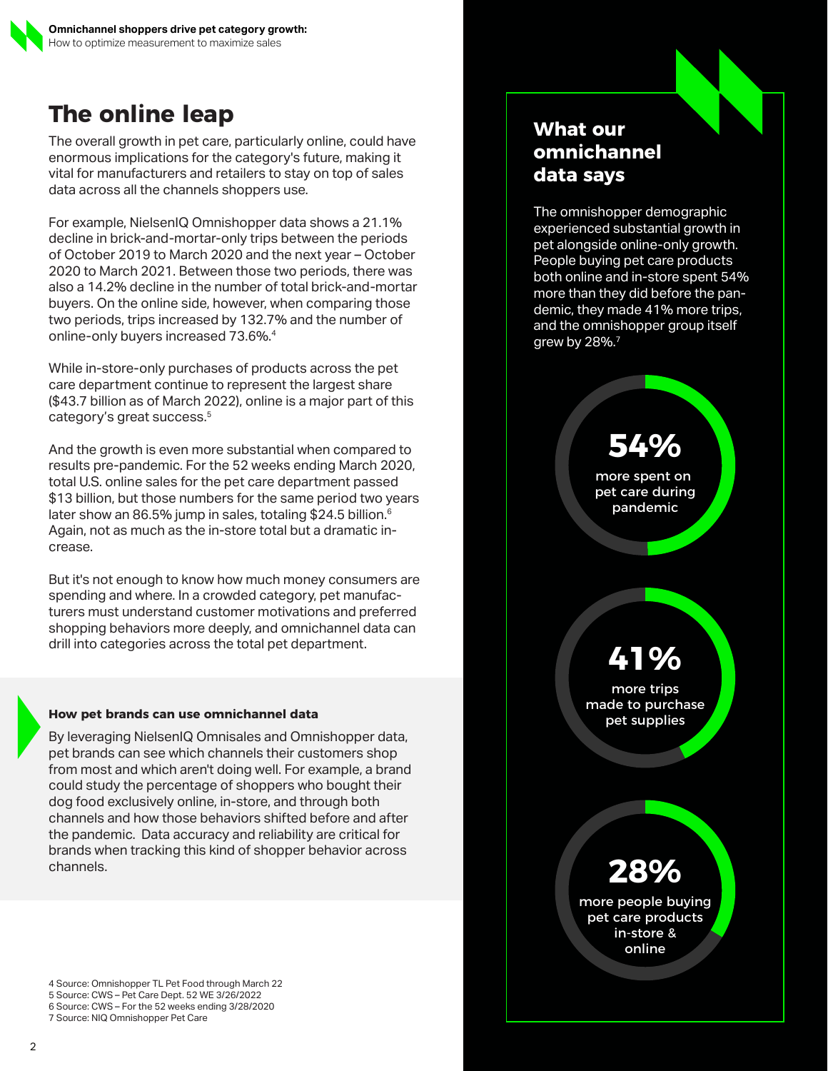# The online leap

The overall growth in pet care, particularly online, could have enormous implications for the category's future, making it vital for manufacturers and retailers to stay on top of sales data across all the channels shoppers use.

For example, NielsenIQ Omnishopper data shows a 21.1% decline in brick-and-mortar-only trips between the periods of October 2019 to March 2020 and the next year – October 2020 to March 2021. Between those two periods, there was also a 14.2% decline in the number of total brick-and-mortar buyers. On the online side, however, when comparing those two periods, trips increased by 132.7% and the number of online-only buyers increased 73.6%.[4]

While in-store-only purchases of products across the pet care department continue to represent the largest share ($43.7 billion as of March 2022), online is a major part of this category's great success.[5]

And the growth is even more substantial when compared to results pre-pandemic. For the 52 weeks ending March 2020, total U.S. online sales for the pet care department passed $13 billion, but those numbers for the same period two years later show an 86.5% jump in sales, totaling $24.5 billion.[6] Again, not as much as the in-store total but a dramatic increase.

But it's not enough to know how much money consumers are spending and where. In a crowded category, pet manufacturers must understand customer motivations and preferred shopping behaviors more deeply, and omnichannel data can drill into categories across the total pet department.

### How pet brands can use omnichannel data

By leveraging NielsenIQ Omnisales and Omnishopper data, pet brands can see which channels their customers shop from most and which aren't doing well. For example, a brand could study the percentage of shoppers who bought their dog food exclusively online, in-store, and through both channels and how those behaviors shifted before and after the pandemic. Data accuracy and reliability are critical for brands when tracking this kind of shopper behavior across channels.

## What our omnichannel data says

The omnishopper demographic experienced substantial growth in pet alongside online-only growth. People buying pet care products both online and in-store spent 54% more than they did before the pandemic, they made 41% more trips, and the omnishopper group itself grew by 28%.[7]

54%
more spent on pet care during pandemic

41%
more trips made to purchase pet supplies

28%
more people buying pet care products in-store & online

4 Source: Omnishopper TL Pet Food through March 22
5 Source: CWS – Pet Care Dept. 52 WE 3/26/2022
6 Source: CWS – For the 52 weeks ending 3/28/2020
7 Source: NIQ Omnishopper Pet Care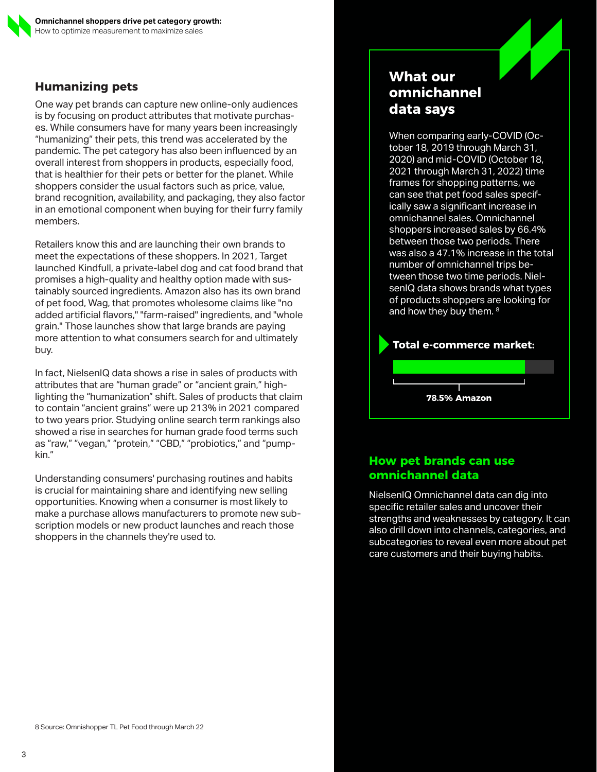## Humanizing pets

One way pet brands can capture new online-only audiences is by focusing on product attributes that motivate purchases. While consumers have for many years been increasingly "humanizing" their pets, this trend was accelerated by the pandemic. The pet category has also been influenced by an overall interest from shoppers in products, especially food, that is healthier for their pets or better for the planet. While shoppers consider the usual factors such as price, value, brand recognition, availability, and packaging, they also factor in an emotional component when buying for their furry family members.

Retailers know this and are launching their own brands to meet the expectations of these shoppers. In 2021, Target launched Kindfull, a private-label dog and cat food brand that promises a high-quality and healthy option made with sustainably sourced ingredients. Amazon also has its own brand of pet food, Wag, that promotes wholesome claims like "no added artificial flavors," "farm-raised" ingredients, and "whole grain." Those launches show that large brands are paying more attention to what consumers search for and ultimately buy.

In fact, NielsenIQ data shows a rise in sales of products with attributes that are "human grade" or "ancient grain," highlighting the "humanization" shift. Sales of products that claim to contain "ancient grains" were up 213% in 2021 compared to two years prior. Studying online search term rankings also showed a rise in searches for human grade food terms such as "raw," "vegan," "protein," "CBD," "probiotics," and "pumpkin."

Understanding consumers' purchasing routines and habits is crucial for maintaining share and identifying new selling opportunities. Knowing when a consumer is most likely to make a purchase allows manufacturers to promote new subscription models or new product launches and reach those shoppers in the channels they're used to.

## What our omnichannel data says

When comparing early-COVID (October 18, 2019 through March 31, 2020) and mid-COVID (October 18, 2021 through March 31, 2022) time frames for shopping patterns, we can see that pet food sales specifically saw a significant increase in omnichannel sales. Omnichannel shoppers increased sales by 66.4% between those two periods. There was also a 47.1% increase in the total number of omnichannel trips between those two time periods. NielsenIQ data shows brands what types of products shoppers are looking for and how they buy them. [8]

**Total e-commerce market:**

**78.5% Amazon**

## How pet brands can use omnichannel data

NielsenIQ Omnichannel data can dig into specific retailer sales and uncover their strengths and weaknesses by category. It can also drill down into channels, categories, and subcategories to reveal even more about pet care customers and their buying habits.

8 Source: Omnishopper TL Pet Food through March 22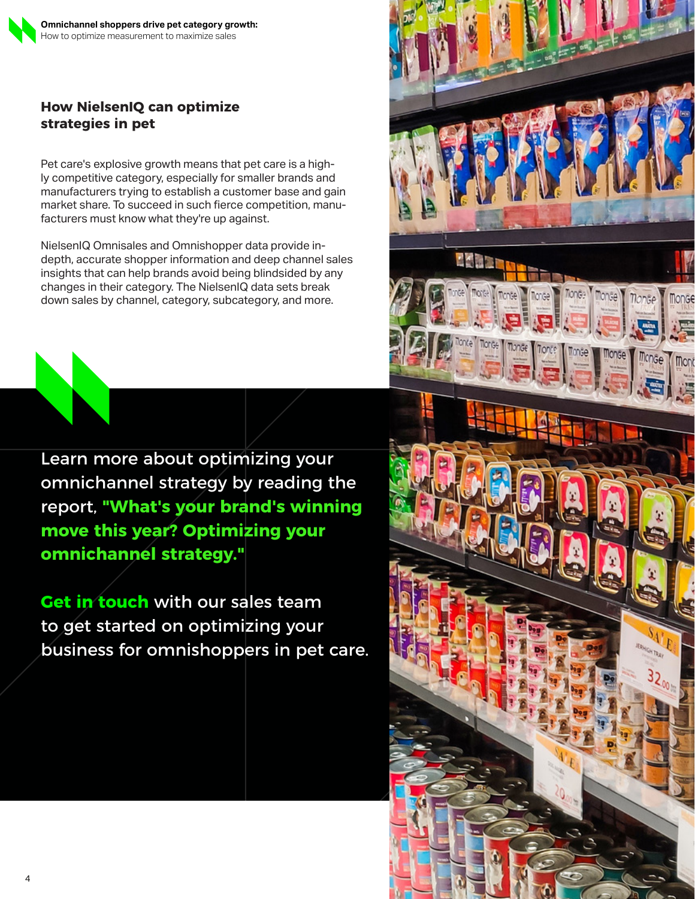## How NielsenIQ can optimize strategies in pet

Pet care's explosive growth means that pet care is a highly competitive category, especially for smaller brands and manufacturers trying to establish a customer base and gain market share. To succeed in such fierce competition, manufacturers must know what they're up against.

NielsenIQ Omnisales and Omnishopper data provide in-depth, accurate shopper information and deep channel sales insights that can help brands avoid being blindsided by any changes in their category. The NielsenIQ data sets break down sales by channel, category, subcategory, and more.

Learn more about optimizing your omnichannel strategy by reading the report, **"What's your brand's winning move this year? Optimizing your omnichannel strategy."**

**Get in touch** with our sales team to get started on optimizing your business for omnishoppers in pet care.